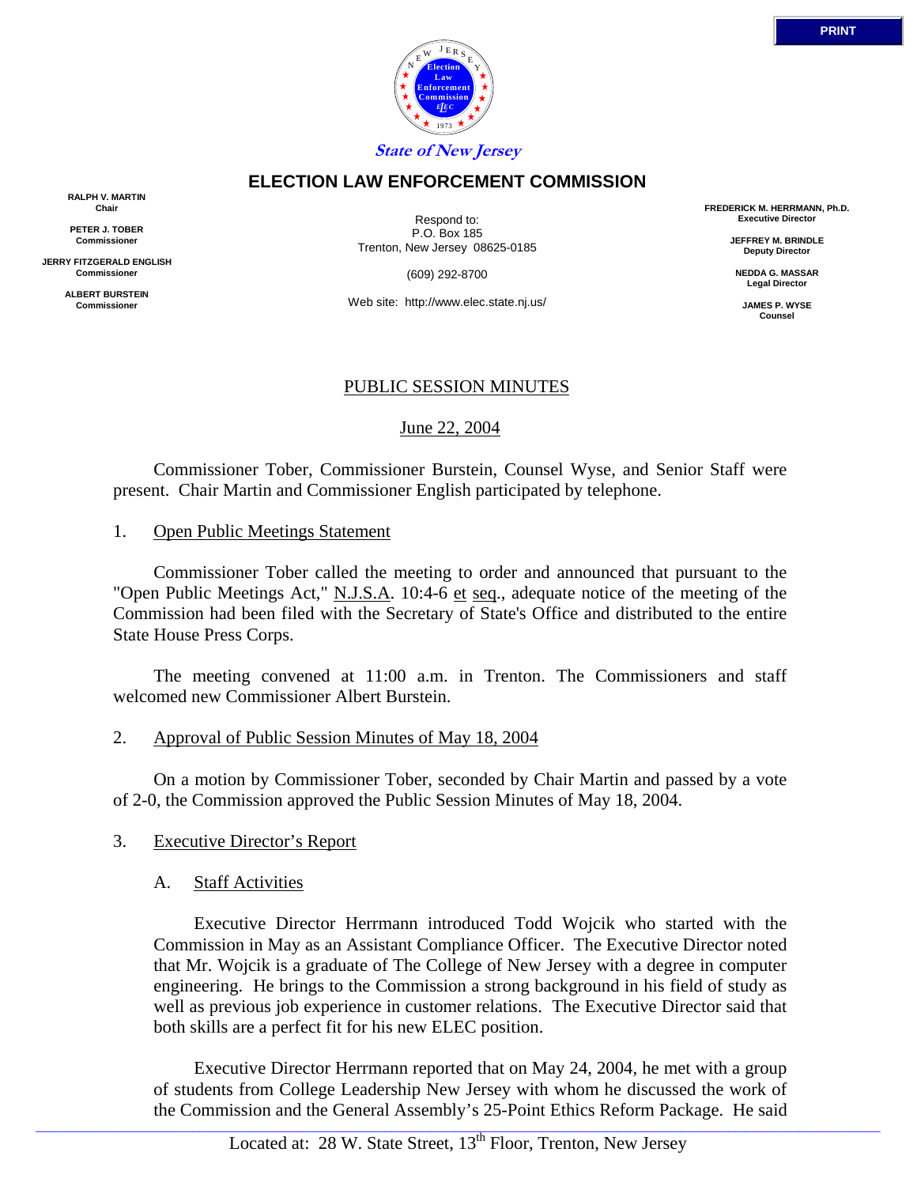State of New Jersey

# ELECTION LAW ENFORCEMENT COMMISSION

**RALPH V. MARTIN**
**Chair**

**PETER J. TOBER**
**Commissioner**

**JERRY FITZGERALD ENGLISH**
**Commissioner**

**ALBERT BURSTEIN**
**Commissioner**

Respond to:
P.O. Box 185
Trenton, New Jersey 08625-0185

(609) 292-8700

Web site: http://www.elec.state.nj.us/

**FREDERICK M. HERRMANN, Ph.D.**
**Executive Director**

**JEFFREY M. BRINDLE**
**Deputy Director**

**NEDDA G. MASSAR**
**Legal Director**

**JAMES P. WYSE**
**Counsel**

## PUBLIC SESSION MINUTES

June 22, 2004

Commissioner Tober, Commissioner Burstein, Counsel Wyse, and Senior Staff were present. Chair Martin and Commissioner English participated by telephone.

1. Open Public Meetings Statement

Commissioner Tober called the meeting to order and announced that pursuant to the "Open Public Meetings Act," N.J.S.A. 10:4-6 et seq., adequate notice of the meeting of the Commission had been filed with the Secretary of State's Office and distributed to the entire State House Press Corps.

The meeting convened at 11:00 a.m. in Trenton. The Commissioners and staff welcomed new Commissioner Albert Burstein.

2. Approval of Public Session Minutes of May 18, 2004

On a motion by Commissioner Tober, seconded by Chair Martin and passed by a vote of 2-0, the Commission approved the Public Session Minutes of May 18, 2004.

3. Executive Director's Report

A. Staff Activities

Executive Director Herrmann introduced Todd Wojcik who started with the Commission in May as an Assistant Compliance Officer. The Executive Director noted that Mr. Wojcik is a graduate of The College of New Jersey with a degree in computer engineering. He brings to the Commission a strong background in his field of study as well as previous job experience in customer relations. The Executive Director said that both skills are a perfect fit for his new ELEC position.

Executive Director Herrmann reported that on May 24, 2004, he met with a group of students from College Leadership New Jersey with whom he discussed the work of the Commission and the General Assembly's 25-Point Ethics Reform Package. He said

Located at: 28 W. State Street, 13th Floor, Trenton, New Jersey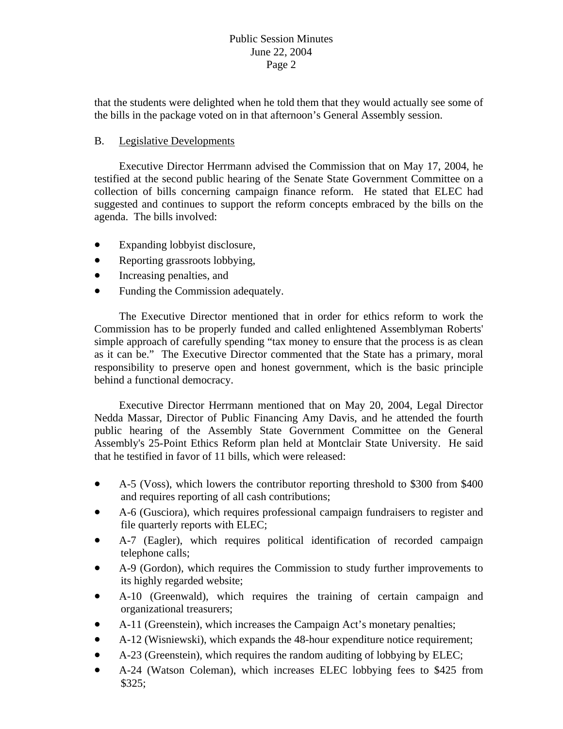that the students were delighted when he told them that they would actually see some of the bills in the package voted on in that afternoon's General Assembly session.

B. Legislative Developments

Executive Director Herrmann advised the Commission that on May 17, 2004, he testified at the second public hearing of the Senate State Government Committee on a collection of bills concerning campaign finance reform. He stated that ELEC had suggested and continues to support the reform concepts embraced by the bills on the agenda. The bills involved:

- Expanding lobbyist disclosure,
- Reporting grassroots lobbying,
- Increasing penalties, and
- Funding the Commission adequately.

The Executive Director mentioned that in order for ethics reform to work the Commission has to be properly funded and called enlightened Assemblyman Roberts' simple approach of carefully spending "tax money to ensure that the process is as clean as it can be." The Executive Director commented that the State has a primary, moral responsibility to preserve open and honest government, which is the basic principle behind a functional democracy.

Executive Director Herrmann mentioned that on May 20, 2004, Legal Director Nedda Massar, Director of Public Financing Amy Davis, and he attended the fourth public hearing of the Assembly State Government Committee on the General Assembly's 25-Point Ethics Reform plan held at Montclair State University. He said that he testified in favor of 11 bills, which were released:

- A-5 (Voss), which lowers the contributor reporting threshold to $300 from $400 and requires reporting of all cash contributions;
- A-6 (Gusciora), which requires professional campaign fundraisers to register and file quarterly reports with ELEC;
- A-7 (Eagler), which requires political identification of recorded campaign telephone calls;
- A-9 (Gordon), which requires the Commission to study further improvements to its highly regarded website;
- A-10 (Greenwald), which requires the training of certain campaign and organizational treasurers;
- A-11 (Greenstein), which increases the Campaign Act's monetary penalties;
- A-12 (Wisniewski), which expands the 48-hour expenditure notice requirement;
- A-23 (Greenstein), which requires the random auditing of lobbying by ELEC;
- A-24 (Watson Coleman), which increases ELEC lobbying fees to $425 from $325;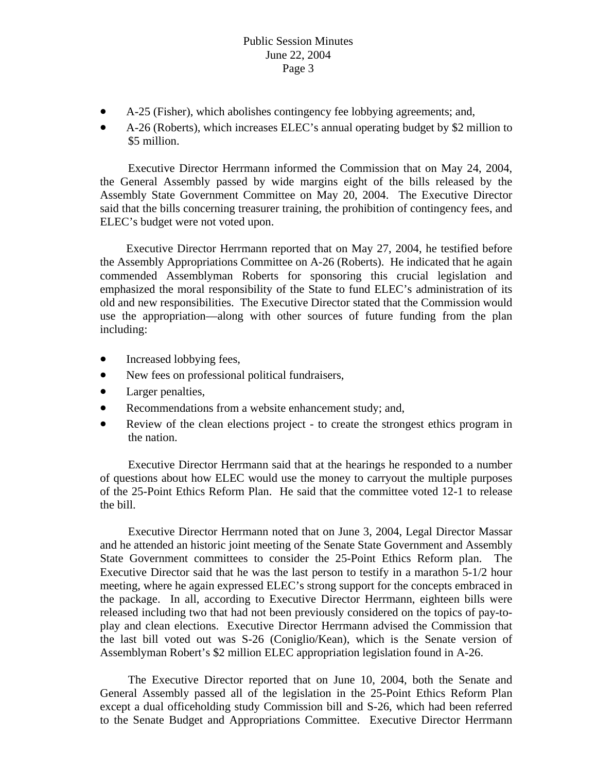- A-25 (Fisher), which abolishes contingency fee lobbying agreements; and,
- A-26 (Roberts), which increases ELEC's annual operating budget by $2 million to $5 million.

Executive Director Herrmann informed the Commission that on May 24, 2004, the General Assembly passed by wide margins eight of the bills released by the Assembly State Government Committee on May 20, 2004. The Executive Director said that the bills concerning treasurer training, the prohibition of contingency fees, and ELEC's budget were not voted upon.

Executive Director Herrmann reported that on May 27, 2004, he testified before the Assembly Appropriations Committee on A-26 (Roberts). He indicated that he again commended Assemblyman Roberts for sponsoring this crucial legislation and emphasized the moral responsibility of the State to fund ELEC's administration of its old and new responsibilities. The Executive Director stated that the Commission would use the appropriation—along with other sources of future funding from the plan including:

- Increased lobbying fees,
- New fees on professional political fundraisers,
- Larger penalties,
- Recommendations from a website enhancement study; and,
- Review of the clean elections project - to create the strongest ethics program in the nation.

Executive Director Herrmann said that at the hearings he responded to a number of questions about how ELEC would use the money to carryout the multiple purposes of the 25-Point Ethics Reform Plan. He said that the committee voted 12-1 to release the bill.

Executive Director Herrmann noted that on June 3, 2004, Legal Director Massar and he attended an historic joint meeting of the Senate State Government and Assembly State Government committees to consider the 25-Point Ethics Reform plan. The Executive Director said that he was the last person to testify in a marathon 5-1/2 hour meeting, where he again expressed ELEC's strong support for the concepts embraced in the package. In all, according to Executive Director Herrmann, eighteen bills were released including two that had not been previously considered on the topics of pay-to-play and clean elections. Executive Director Herrmann advised the Commission that the last bill voted out was S-26 (Coniglio/Kean), which is the Senate version of Assemblyman Robert's $2 million ELEC appropriation legislation found in A-26.

The Executive Director reported that on June 10, 2004, both the Senate and General Assembly passed all of the legislation in the 25-Point Ethics Reform Plan except a dual officeholding study Commission bill and S-26, which had been referred to the Senate Budget and Appropriations Committee. Executive Director Herrmann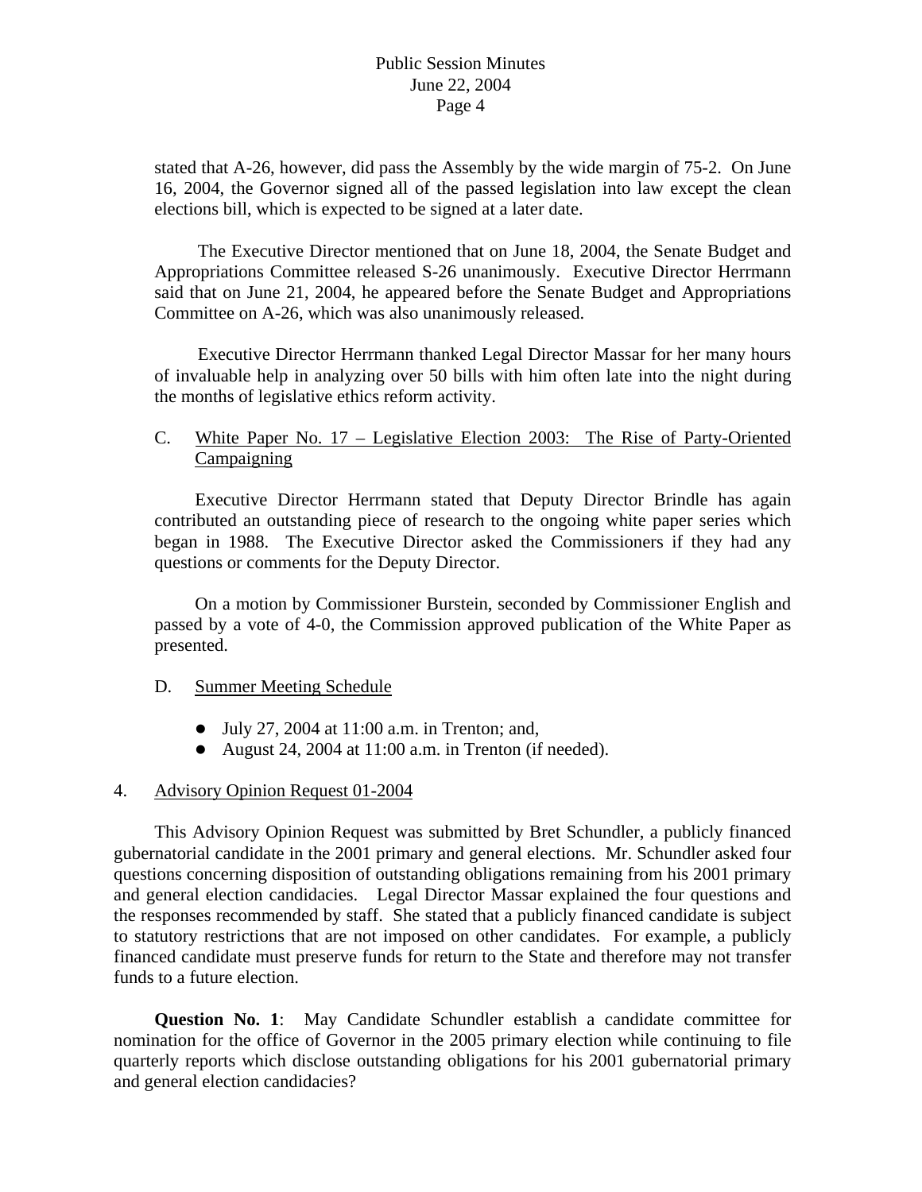stated that A-26, however, did pass the Assembly by the wide margin of 75-2. On June 16, 2004, the Governor signed all of the passed legislation into law except the clean elections bill, which is expected to be signed at a later date.

The Executive Director mentioned that on June 18, 2004, the Senate Budget and Appropriations Committee released S-26 unanimously. Executive Director Herrmann said that on June 21, 2004, he appeared before the Senate Budget and Appropriations Committee on A-26, which was also unanimously released.

Executive Director Herrmann thanked Legal Director Massar for her many hours of invaluable help in analyzing over 50 bills with him often late into the night during the months of legislative ethics reform activity.

C. White Paper No. 17 – Legislative Election 2003: The Rise of Party-Oriented Campaigning

Executive Director Herrmann stated that Deputy Director Brindle has again contributed an outstanding piece of research to the ongoing white paper series which began in 1988. The Executive Director asked the Commissioners if they had any questions or comments for the Deputy Director.

On a motion by Commissioner Burstein, seconded by Commissioner English and passed by a vote of 4-0, the Commission approved publication of the White Paper as presented.

D. Summer Meeting Schedule

- July 27, 2004 at 11:00 a.m. in Trenton; and,
- August 24, 2004 at 11:00 a.m. in Trenton (if needed).

4. Advisory Opinion Request 01-2004

This Advisory Opinion Request was submitted by Bret Schundler, a publicly financed gubernatorial candidate in the 2001 primary and general elections. Mr. Schundler asked four questions concerning disposition of outstanding obligations remaining from his 2001 primary and general election candidacies. Legal Director Massar explained the four questions and the responses recommended by staff. She stated that a publicly financed candidate is subject to statutory restrictions that are not imposed on other candidates. For example, a publicly financed candidate must preserve funds for return to the State and therefore may not transfer funds to a future election.

**Question No. 1**: May Candidate Schundler establish a candidate committee for nomination for the office of Governor in the 2005 primary election while continuing to file quarterly reports which disclose outstanding obligations for his 2001 gubernatorial primary and general election candidacies?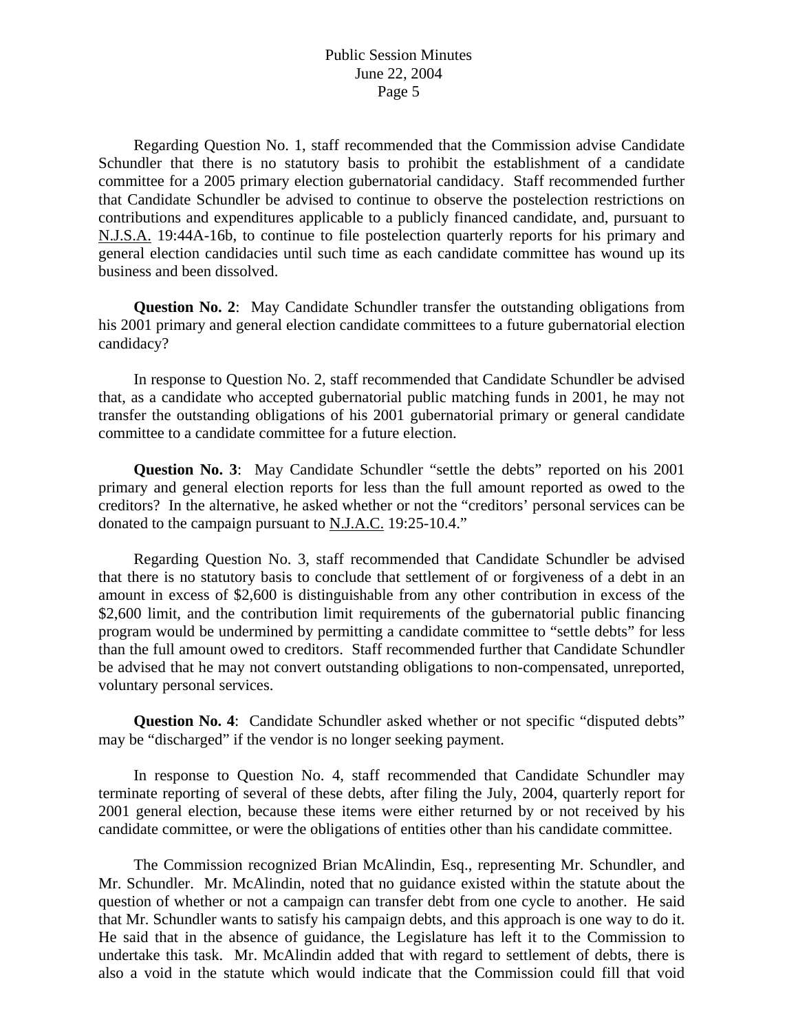Regarding Question No. 1, staff recommended that the Commission advise Candidate Schundler that there is no statutory basis to prohibit the establishment of a candidate committee for a 2005 primary election gubernatorial candidacy. Staff recommended further that Candidate Schundler be advised to continue to observe the postelection restrictions on contributions and expenditures applicable to a publicly financed candidate, and, pursuant to N.J.S.A. 19:44A-16b, to continue to file postelection quarterly reports for his primary and general election candidacies until such time as each candidate committee has wound up its business and been dissolved.

**Question No. 2**: May Candidate Schundler transfer the outstanding obligations from his 2001 primary and general election candidate committees to a future gubernatorial election candidacy?

In response to Question No. 2, staff recommended that Candidate Schundler be advised that, as a candidate who accepted gubernatorial public matching funds in 2001, he may not transfer the outstanding obligations of his 2001 gubernatorial primary or general candidate committee to a candidate committee for a future election.

**Question No. 3**: May Candidate Schundler "settle the debts" reported on his 2001 primary and general election reports for less than the full amount reported as owed to the creditors? In the alternative, he asked whether or not the "creditors' personal services can be donated to the campaign pursuant to N.J.A.C. 19:25-10.4."

Regarding Question No. 3, staff recommended that Candidate Schundler be advised that there is no statutory basis to conclude that settlement of or forgiveness of a debt in an amount in excess of $2,600 is distinguishable from any other contribution in excess of the $2,600 limit, and the contribution limit requirements of the gubernatorial public financing program would be undermined by permitting a candidate committee to "settle debts" for less than the full amount owed to creditors. Staff recommended further that Candidate Schundler be advised that he may not convert outstanding obligations to non-compensated, unreported, voluntary personal services.

**Question No. 4**: Candidate Schundler asked whether or not specific "disputed debts" may be "discharged" if the vendor is no longer seeking payment.

In response to Question No. 4, staff recommended that Candidate Schundler may terminate reporting of several of these debts, after filing the July, 2004, quarterly report for 2001 general election, because these items were either returned by or not received by his candidate committee, or were the obligations of entities other than his candidate committee.

The Commission recognized Brian McAlindin, Esq., representing Mr. Schundler, and Mr. Schundler. Mr. McAlindin, noted that no guidance existed within the statute about the question of whether or not a campaign can transfer debt from one cycle to another. He said that Mr. Schundler wants to satisfy his campaign debts, and this approach is one way to do it. He said that in the absence of guidance, the Legislature has left it to the Commission to undertake this task. Mr. McAlindin added that with regard to settlement of debts, there is also a void in the statute which would indicate that the Commission could fill that void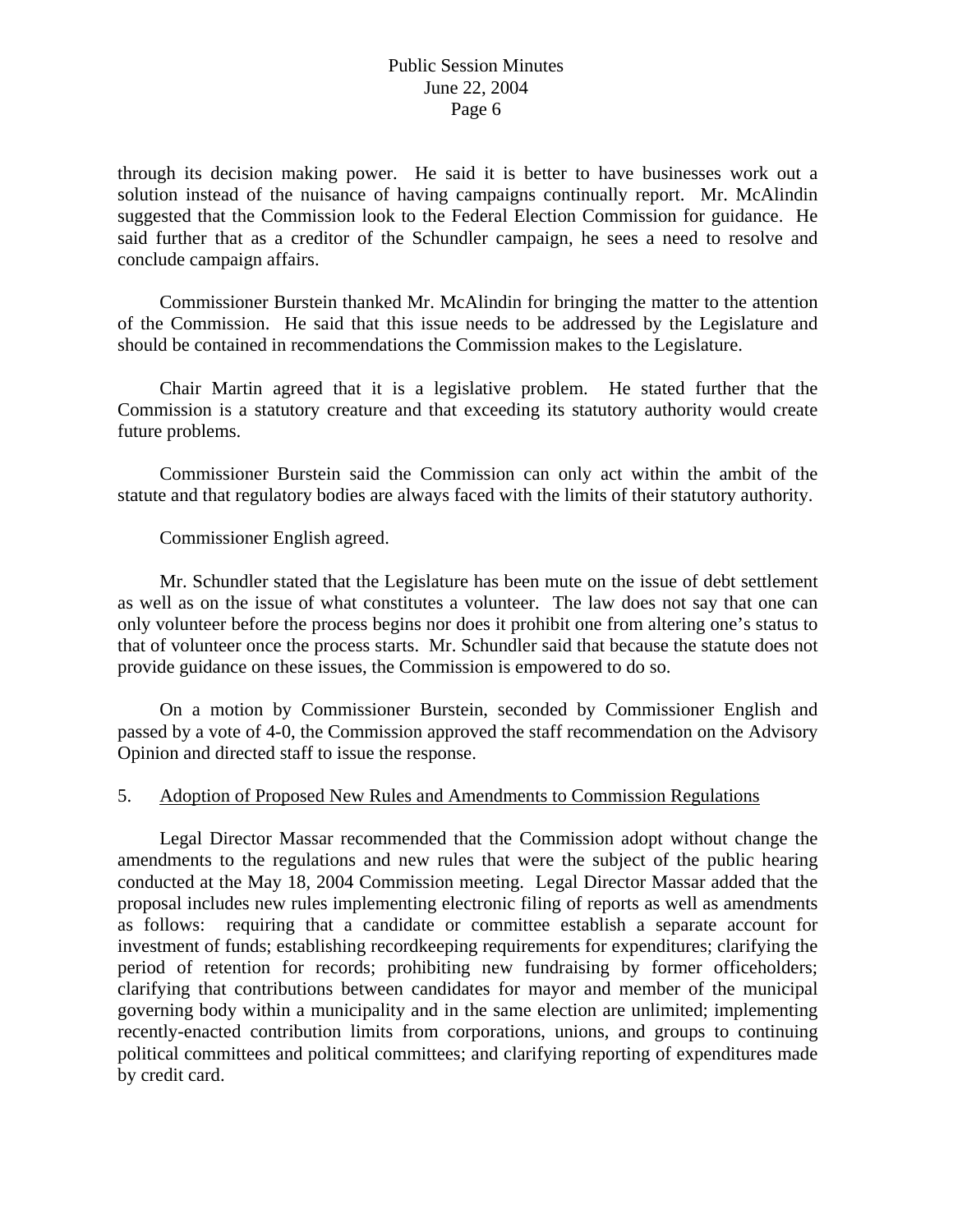through its decision making power. He said it is better to have businesses work out a solution instead of the nuisance of having campaigns continually report. Mr. McAlindin suggested that the Commission look to the Federal Election Commission for guidance. He said further that as a creditor of the Schundler campaign, he sees a need to resolve and conclude campaign affairs.

Commissioner Burstein thanked Mr. McAlindin for bringing the matter to the attention of the Commission. He said that this issue needs to be addressed by the Legislature and should be contained in recommendations the Commission makes to the Legislature.

Chair Martin agreed that it is a legislative problem. He stated further that the Commission is a statutory creature and that exceeding its statutory authority would create future problems.

Commissioner Burstein said the Commission can only act within the ambit of the statute and that regulatory bodies are always faced with the limits of their statutory authority.

Commissioner English agreed.

Mr. Schundler stated that the Legislature has been mute on the issue of debt settlement as well as on the issue of what constitutes a volunteer. The law does not say that one can only volunteer before the process begins nor does it prohibit one from altering one's status to that of volunteer once the process starts. Mr. Schundler said that because the statute does not provide guidance on these issues, the Commission is empowered to do so.

On a motion by Commissioner Burstein, seconded by Commissioner English and passed by a vote of 4-0, the Commission approved the staff recommendation on the Advisory Opinion and directed staff to issue the response.

5. <u>Adoption of Proposed New Rules and Amendments to Commission Regulations</u>

Legal Director Massar recommended that the Commission adopt without change the amendments to the regulations and new rules that were the subject of the public hearing conducted at the May 18, 2004 Commission meeting. Legal Director Massar added that the proposal includes new rules implementing electronic filing of reports as well as amendments as follows: requiring that a candidate or committee establish a separate account for investment of funds; establishing recordkeeping requirements for expenditures; clarifying the period of retention for records; prohibiting new fundraising by former officeholders; clarifying that contributions between candidates for mayor and member of the municipal governing body within a municipality and in the same election are unlimited; implementing recently-enacted contribution limits from corporations, unions, and groups to continuing political committees and political committees; and clarifying reporting of expenditures made by credit card.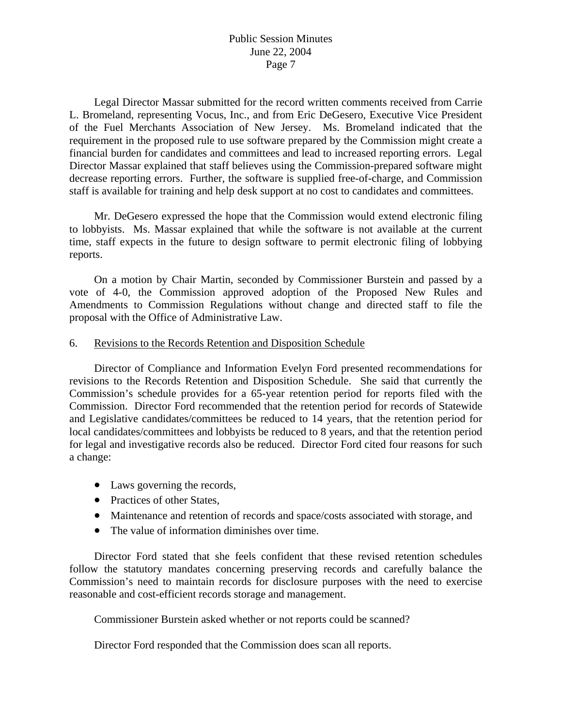Legal Director Massar submitted for the record written comments received from Carrie L. Bromeland, representing Vocus, Inc., and from Eric DeGesero, Executive Vice President of the Fuel Merchants Association of New Jersey. Ms. Bromeland indicated that the requirement in the proposed rule to use software prepared by the Commission might create a financial burden for candidates and committees and lead to increased reporting errors. Legal Director Massar explained that staff believes using the Commission-prepared software might decrease reporting errors. Further, the software is supplied free-of-charge, and Commission staff is available for training and help desk support at no cost to candidates and committees.

Mr. DeGesero expressed the hope that the Commission would extend electronic filing to lobbyists. Ms. Massar explained that while the software is not available at the current time, staff expects in the future to design software to permit electronic filing of lobbying reports.

On a motion by Chair Martin, seconded by Commissioner Burstein and passed by a vote of 4-0, the Commission approved adoption of the Proposed New Rules and Amendments to Commission Regulations without change and directed staff to file the proposal with the Office of Administrative Law.

6. Revisions to the Records Retention and Disposition Schedule

Director of Compliance and Information Evelyn Ford presented recommendations for revisions to the Records Retention and Disposition Schedule. She said that currently the Commission's schedule provides for a 65-year retention period for reports filed with the Commission. Director Ford recommended that the retention period for records of Statewide and Legislative candidates/committees be reduced to 14 years, that the retention period for local candidates/committees and lobbyists be reduced to 8 years, and that the retention period for legal and investigative records also be reduced. Director Ford cited four reasons for such a change:

- Laws governing the records,
- Practices of other States,
- Maintenance and retention of records and space/costs associated with storage, and
- The value of information diminishes over time.

Director Ford stated that she feels confident that these revised retention schedules follow the statutory mandates concerning preserving records and carefully balance the Commission's need to maintain records for disclosure purposes with the need to exercise reasonable and cost-efficient records storage and management.

Commissioner Burstein asked whether or not reports could be scanned?

Director Ford responded that the Commission does scan all reports.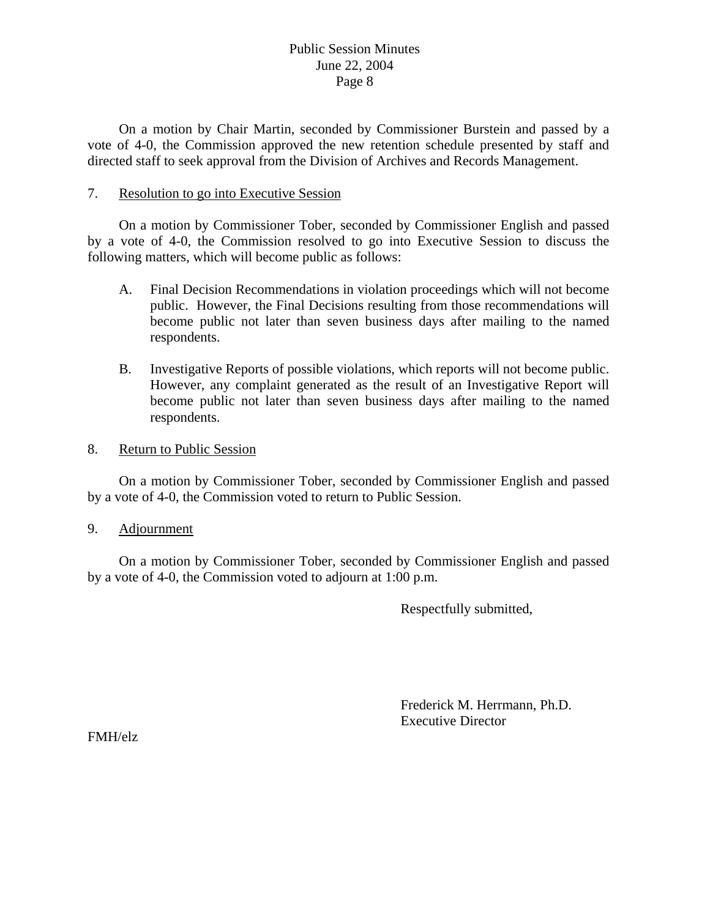On a motion by Chair Martin, seconded by Commissioner Burstein and passed by a vote of 4-0, the Commission approved the new retention schedule presented by staff and directed staff to seek approval from the Division of Archives and Records Management.

7. Resolution to go into Executive Session

On a motion by Commissioner Tober, seconded by Commissioner English and passed by a vote of 4-0, the Commission resolved to go into Executive Session to discuss the following matters, which will become public as follows:

A. Final Decision Recommendations in violation proceedings which will not become public. However, the Final Decisions resulting from those recommendations will become public not later than seven business days after mailing to the named respondents.

B. Investigative Reports of possible violations, which reports will not become public. However, any complaint generated as the result of an Investigative Report will become public not later than seven business days after mailing to the named respondents.

8. Return to Public Session

On a motion by Commissioner Tober, seconded by Commissioner English and passed by a vote of 4-0, the Commission voted to return to Public Session.

9. Adjournment

On a motion by Commissioner Tober, seconded by Commissioner English and passed by a vote of 4-0, the Commission voted to adjourn at 1:00 p.m.

Respectfully submitted,

Frederick M. Herrmann, Ph.D.
Executive Director

FMH/elz